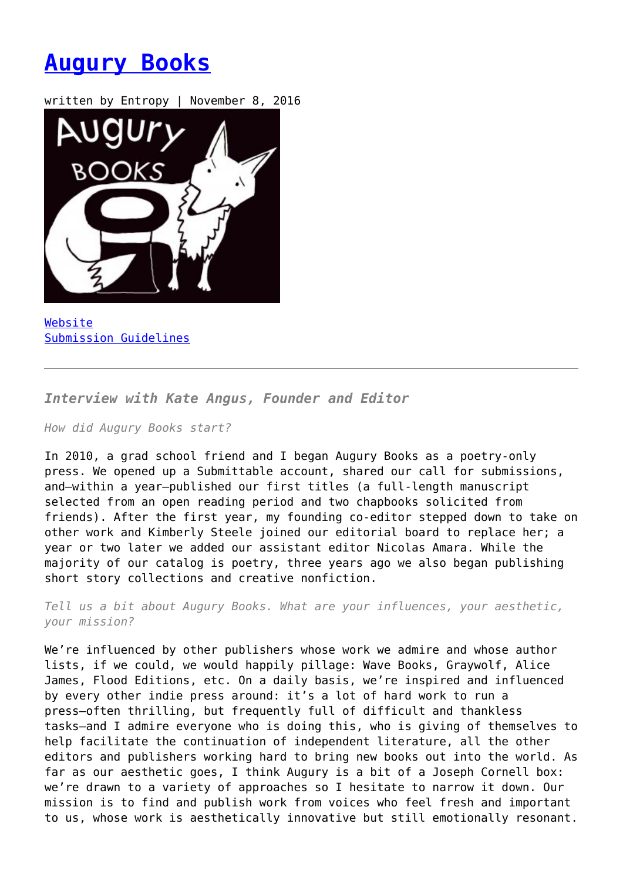# [Augury Books]()

written by Entropy | November 8, 2016

[Website]()
[Submission Guidelines]()

---

***Interview with Kate Angus, Founder and Editor***

*How did Augury Books start?*

In 2010, a grad school friend and I began Augury Books as a poetry-only press. We opened up a Submittable account, shared our call for submissions, and—within a year—published our first titles (a full-length manuscript selected from an open reading period and two chapbooks solicited from friends). After the first year, my founding co-editor stepped down to take on other work and Kimberly Steele joined our editorial board to replace her; a year or two later we added our assistant editor Nicolas Amara. While the majority of our catalog is poetry, three years ago we also began publishing short story collections and creative nonfiction.

*Tell us a bit about Augury Books. What are your influences, your aesthetic, your mission?*

We're influenced by other publishers whose work we admire and whose author lists, if we could, we would happily pillage: Wave Books, Graywolf, Alice James, Flood Editions, etc. On a daily basis, we're inspired and influenced by every other indie press around: it's a lot of hard work to run a press—often thrilling, but frequently full of difficult and thankless tasks—and I admire everyone who is doing this, who is giving of themselves to help facilitate the continuation of independent literature, all the other editors and publishers working hard to bring new books out into the world. As far as our aesthetic goes, I think Augury is a bit of a Joseph Cornell box: we're drawn to a variety of approaches so I hesitate to narrow it down. Our mission is to find and publish work from voices who feel fresh and important to us, whose work is aesthetically innovative but still emotionally resonant.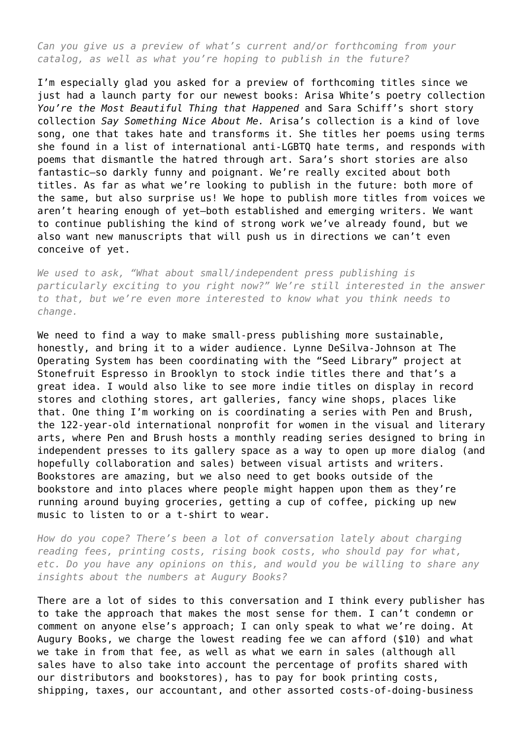*Can you give us a preview of what's current and/or forthcoming from your catalog, as well as what you're hoping to publish in the future?*

I'm especially glad you asked for a preview of forthcoming titles since we just had a launch party for our newest books: Arisa White's poetry collection *You're the Most Beautiful Thing that Happened* and Sara Schiff's short story collection *Say Something Nice About Me.* Arisa's collection is a kind of love song, one that takes hate and transforms it. She titles her poems using terms she found in a list of international anti-LGBTQ hate terms, and responds with poems that dismantle the hatred through art. Sara's short stories are also fantastic—so darkly funny and poignant. We're really excited about both titles. As far as what we're looking to publish in the future: both more of the same, but also surprise us! We hope to publish more titles from voices we aren't hearing enough of yet—both established and emerging writers. We want to continue publishing the kind of strong work we've already found, but we also want new manuscripts that will push us in directions we can't even conceive of yet.

*We used to ask, "What about small/independent press publishing is particularly exciting to you right now?" We're still interested in the answer to that, but we're even more interested to know what you think needs to change.*

We need to find a way to make small-press publishing more sustainable, honestly, and bring it to a wider audience. Lynne DeSilva-Johnson at The Operating System has been coordinating with the "Seed Library" project at Stonefruit Espresso in Brooklyn to stock indie titles there and that's a great idea. I would also like to see more indie titles on display in record stores and clothing stores, art galleries, fancy wine shops, places like that. One thing I'm working on is coordinating a series with Pen and Brush, the 122-year-old international nonprofit for women in the visual and literary arts, where Pen and Brush hosts a monthly reading series designed to bring in independent presses to its gallery space as a way to open up more dialog (and hopefully collaboration and sales) between visual artists and writers. Bookstores are amazing, but we also need to get books outside of the bookstore and into places where people might happen upon them as they're running around buying groceries, getting a cup of coffee, picking up new music to listen to or a t-shirt to wear.

*How do you cope? There's been a lot of conversation lately about charging reading fees, printing costs, rising book costs, who should pay for what, etc. Do you have any opinions on this, and would you be willing to share any insights about the numbers at Augury Books?*

There are a lot of sides to this conversation and I think every publisher has to take the approach that makes the most sense for them. I can't condemn or comment on anyone else's approach; I can only speak to what we're doing. At Augury Books, we charge the lowest reading fee we can afford ($10) and what we take in from that fee, as well as what we earn in sales (although all sales have to also take into account the percentage of profits shared with our distributors and bookstores), has to pay for book printing costs, shipping, taxes, our accountant, and other assorted costs-of-doing-business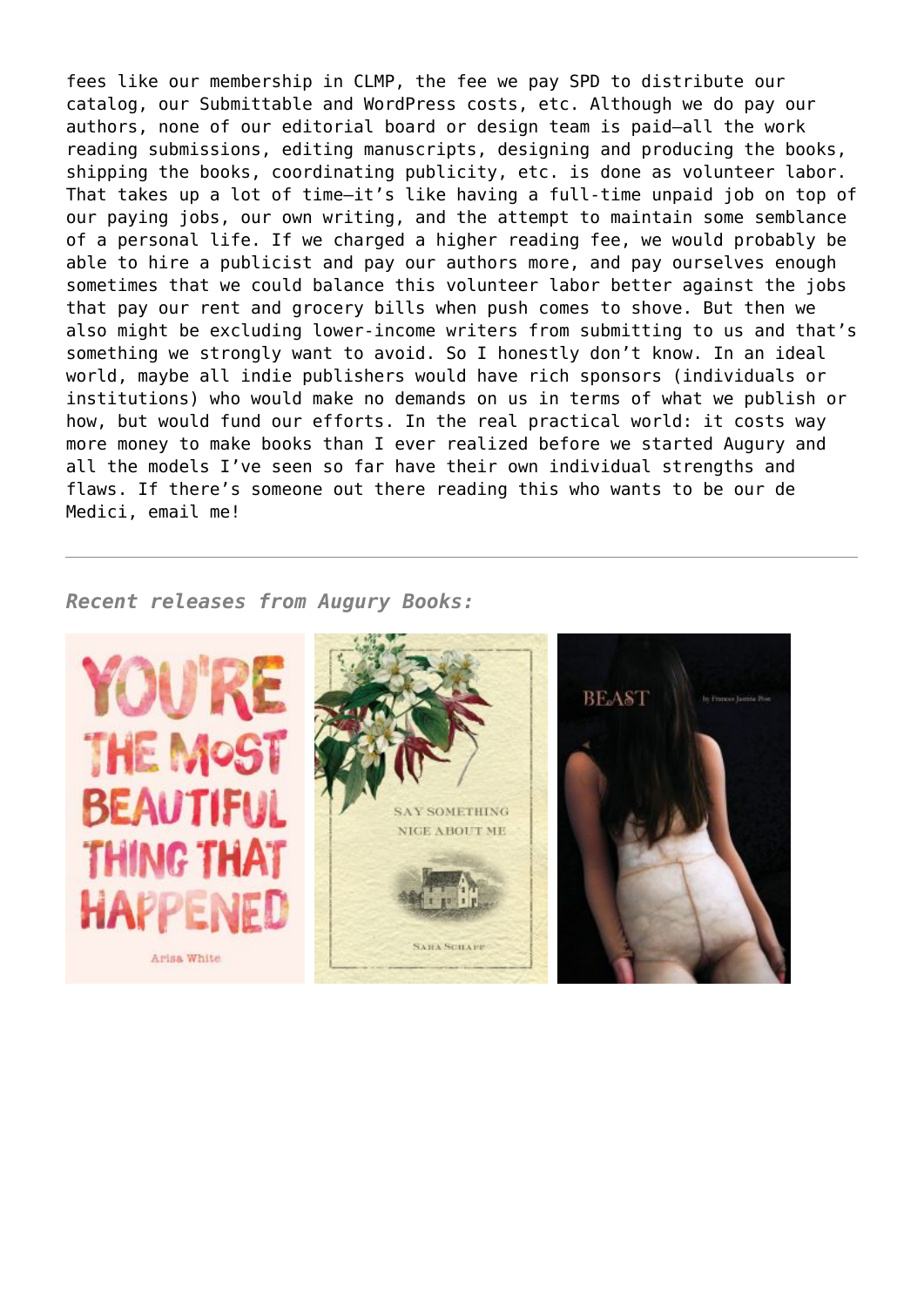fees like our membership in CLMP, the fee we pay SPD to distribute our catalog, our Submittable and WordPress costs, etc. Although we do pay our authors, none of our editorial board or design team is paid—all the work reading submissions, editing manuscripts, designing and producing the books, shipping the books, coordinating publicity, etc. is done as volunteer labor. That takes up a lot of time—it's like having a full-time unpaid job on top of our paying jobs, our own writing, and the attempt to maintain some semblance of a personal life. If we charged a higher reading fee, we would probably be able to hire a publicist and pay our authors more, and pay ourselves enough sometimes that we could balance this volunteer labor better against the jobs that pay our rent and grocery bills when push comes to shove. But then we also might be excluding lower-income writers from submitting to us and that's something we strongly want to avoid. So I honestly don't know. In an ideal world, maybe all indie publishers would have rich sponsors (individuals or institutions) who would make no demands on us in terms of what we publish or how, but would fund our efforts. In the real practical world: it costs way more money to make books than I ever realized before we started Augury and all the models I've seen so far have their own individual strengths and flaws. If there's someone out there reading this who wants to be our de Medici, email me!

---

***Recent releases from Augury Books:***